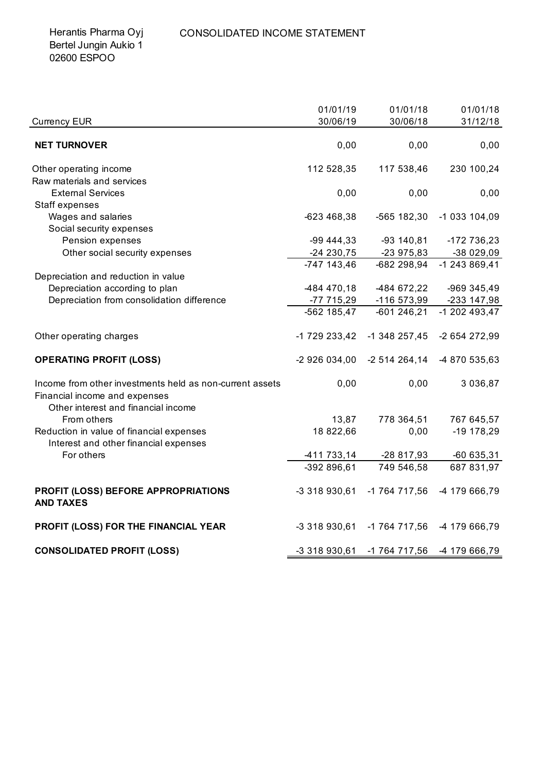Herantis Pharma Oyj
Bertel Jungin Aukio 1
02600 ESPOO

# CONSOLIDATED INCOME STATEMENT

| Currency EUR | 01/01/19 30/06/19 | 01/01/18 30/06/18 | 01/01/18 31/12/18 |
|---|---|---|---|
| **NET TURNOVER** | 0,00 | 0,00 | 0,00 |
| Other operating income | 112 528,35 | 117 538,46 | 230 100,24 |
| Raw materials and services | | | |
| External Services | 0,00 | 0,00 | 0,00 |
| Staff expenses | | | |
| Wages and salaries | -623 468,38 | -565 182,30 | -1 033 104,09 |
| Social security expenses | | | |
| Pension expenses | -99 444,33 | -93 140,81 | -172 736,23 |
| Other social security expenses | -24 230,75 | -23 975,83 | -38 029,09 |
| | -747 143,46 | -682 298,94 | -1 243 869,41 |
| Depreciation and reduction in value | | | |
| Depreciation according to plan | -484 470,18 | -484 672,22 | -969 345,49 |
| Depreciation from consolidation difference | -77 715,29 | -116 573,99 | -233 147,98 |
| | -562 185,47 | -601 246,21 | -1 202 493,47 |
| Other operating charges | -1 729 233,42 | -1 348 257,45 | -2 654 272,99 |
| **OPERATING PROFIT (LOSS)** | -2 926 034,00 | -2 514 264,14 | -4 870 535,63 |
| Income from other investments held as non-current assets | 0,00 | 0,00 | 3 036,87 |
| Financial income and expenses | | | |
| Other interest and financial income | | | |
| From others | 13,87 | 778 364,51 | 767 645,57 |
| Reduction in value of financial expenses | 18 822,66 | 0,00 | -19 178,29 |
| Interest and other financial expenses | | | |
| For others | -411 733,14 | -28 817,93 | -60 635,31 |
| | -392 896,61 | 749 546,58 | 687 831,97 |
| **PROFIT (LOSS) BEFORE APPROPRIATIONS AND TAXES** | -3 318 930,61 | -1 764 717,56 | -4 179 666,79 |
| **PROFIT (LOSS) FOR THE FINANCIAL YEAR** | -3 318 930,61 | -1 764 717,56 | -4 179 666,79 |
| **CONSOLIDATED PROFIT (LOSS)** | -3 318 930,61 | -1 764 717,56 | -4 179 666,79 |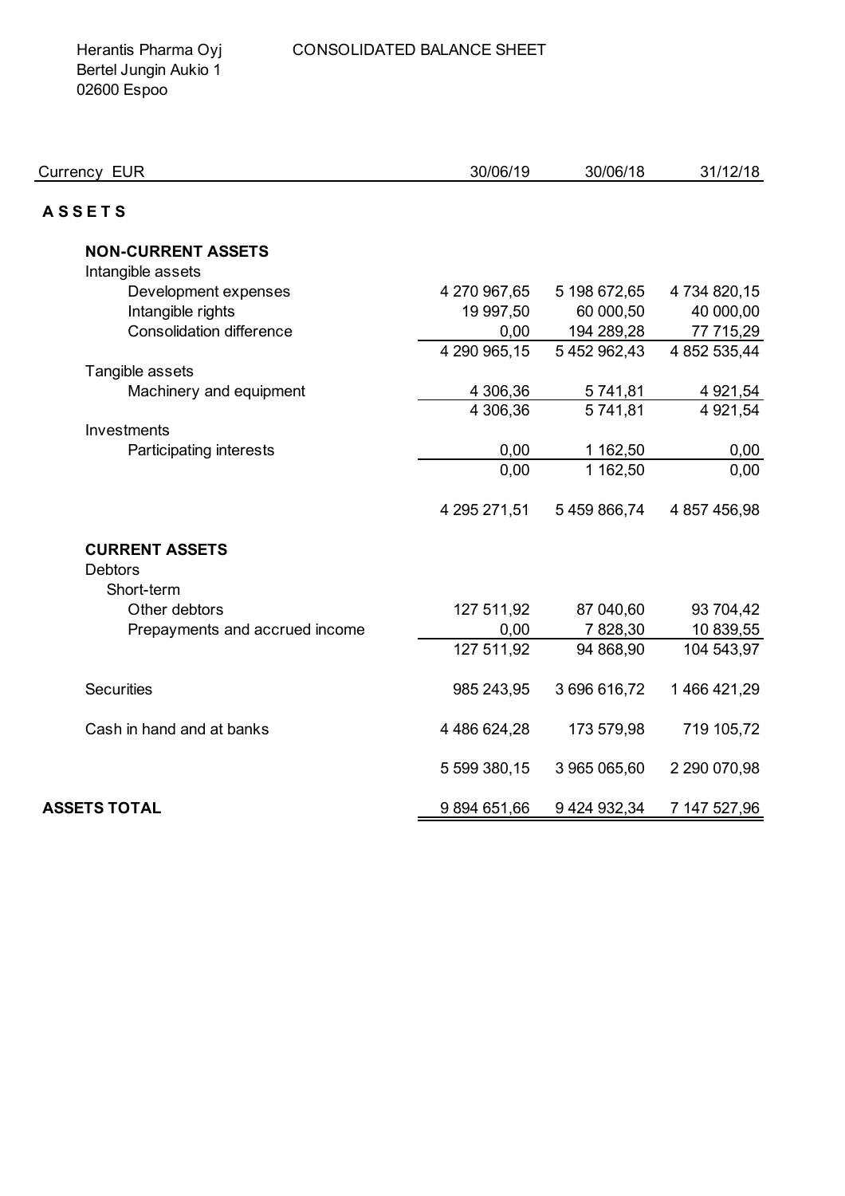Herantis Pharma Oyj
Bertel Jungin Aukio 1
02600 Espoo

# CONSOLIDATED BALANCE SHEET

| Currency EUR | 30/06/19 | 30/06/18 | 31/12/18 |
|---|---|---|---|
| **ASSETS** | | | |
| **NON-CURRENT ASSETS** | | | |
| Intangible assets | | | |
| Development expenses | 4 270 967,65 | 5 198 672,65 | 4 734 820,15 |
| Intangible rights | 19 997,50 | 60 000,50 | 40 000,00 |
| Consolidation difference | 0,00 | 194 289,28 | 77 715,29 |
| | 4 290 965,15 | 5 452 962,43 | 4 852 535,44 |
| Tangible assets | | | |
| Machinery and equipment | 4 306,36 | 5 741,81 | 4 921,54 |
| | 4 306,36 | 5 741,81 | 4 921,54 |
| Investments | | | |
| Participating interests | 0,00 | 1 162,50 | 0,00 |
| | 0,00 | 1 162,50 | 0,00 |
| | 4 295 271,51 | 5 459 866,74 | 4 857 456,98 |
| **CURRENT ASSETS** | | | |
| Debtors | | | |
| Short-term | | | |
| Other debtors | 127 511,92 | 87 040,60 | 93 704,42 |
| Prepayments and accrued income | 0,00 | 7 828,30 | 10 839,55 |
| | 127 511,92 | 94 868,90 | 104 543,97 |
| Securities | 985 243,95 | 3 696 616,72 | 1 466 421,29 |
| Cash in hand and at banks | 4 486 624,28 | 173 579,98 | 719 105,72 |
| | 5 599 380,15 | 3 965 065,60 | 2 290 070,98 |
| **ASSETS TOTAL** | 9 894 651,66 | 9 424 932,34 | 7 147 527,96 |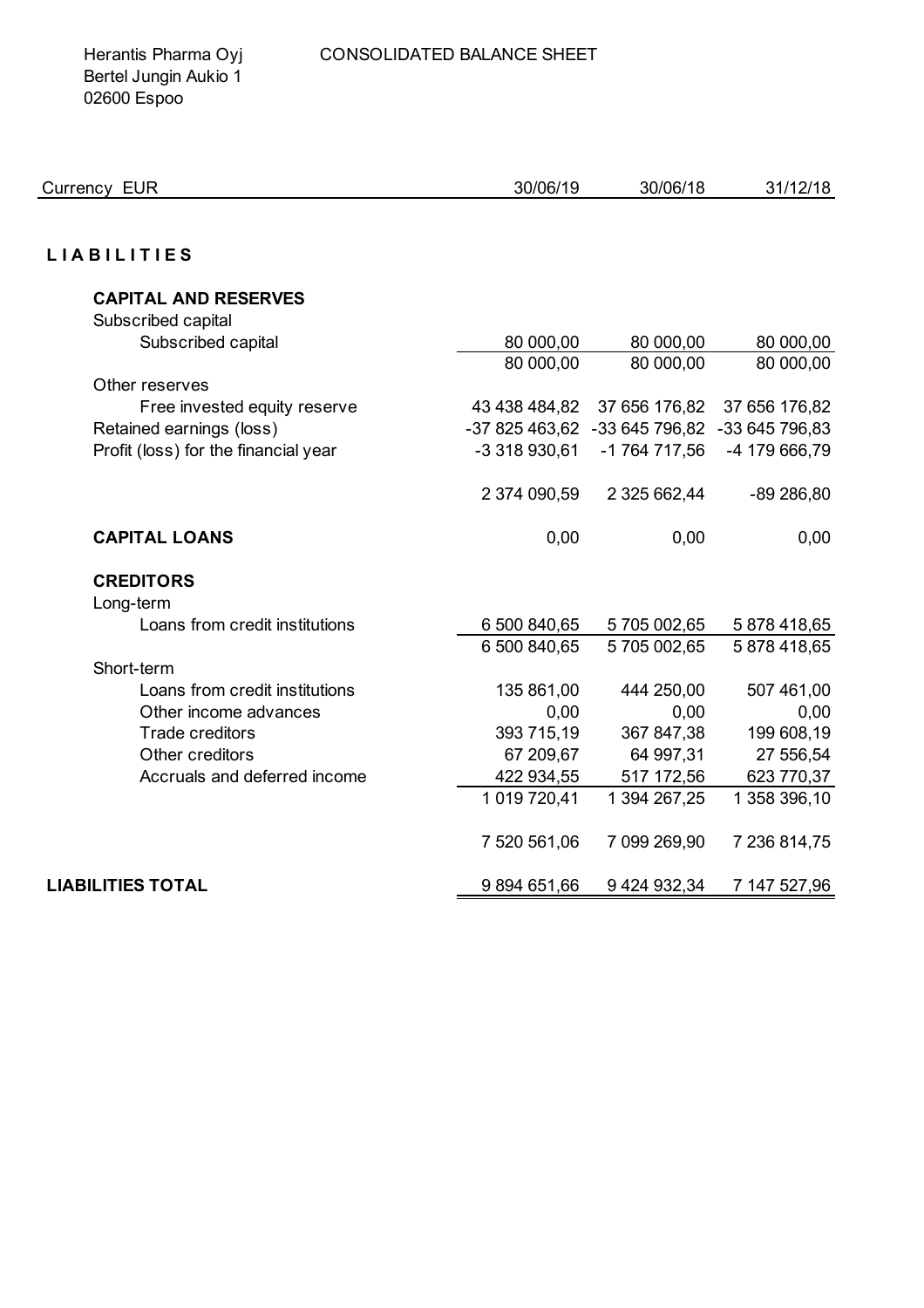Herantis Pharma Oyj
Bertel Jungin Aukio 1
02600 Espoo

CONSOLIDATED BALANCE SHEET

| Currency EUR | 30/06/19 | 30/06/18 | 31/12/18 |
|---|---|---|---|
| **LIABILITIES** | | | |
| **CAPITAL AND RESERVES** | | | |
| Subscribed capital | | | |
| Subscribed capital | 80 000,00 | 80 000,00 | 80 000,00 |
| | 80 000,00 | 80 000,00 | 80 000,00 |
| Other reserves | | | |
| Free invested equity reserve | 43 438 484,82 | 37 656 176,82 | 37 656 176,82 |
| Retained earnings (loss) | -37 825 463,62 | -33 645 796,82 | -33 645 796,83 |
| Profit (loss) for the financial year | -3 318 930,61 | -1 764 717,56 | -4 179 666,79 |
| | 2 374 090,59 | 2 325 662,44 | -89 286,80 |
| **CAPITAL LOANS** | 0,00 | 0,00 | 0,00 |
| **CREDITORS** | | | |
| Long-term | | | |
| Loans from credit institutions | 6 500 840,65 | 5 705 002,65 | 5 878 418,65 |
| | 6 500 840,65 | 5 705 002,65 | 5 878 418,65 |
| Short-term | | | |
| Loans from credit institutions | 135 861,00 | 444 250,00 | 507 461,00 |
| Other income advances | 0,00 | 0,00 | 0,00 |
| Trade creditors | 393 715,19 | 367 847,38 | 199 608,19 |
| Other creditors | 67 209,67 | 64 997,31 | 27 556,54 |
| Accruals and deferred income | 422 934,55 | 517 172,56 | 623 770,37 |
| | 1 019 720,41 | 1 394 267,25 | 1 358 396,10 |
| | 7 520 561,06 | 7 099 269,90 | 7 236 814,75 |
| **LIABILITIES TOTAL** | 9 894 651,66 | 9 424 932,34 | 7 147 527,96 |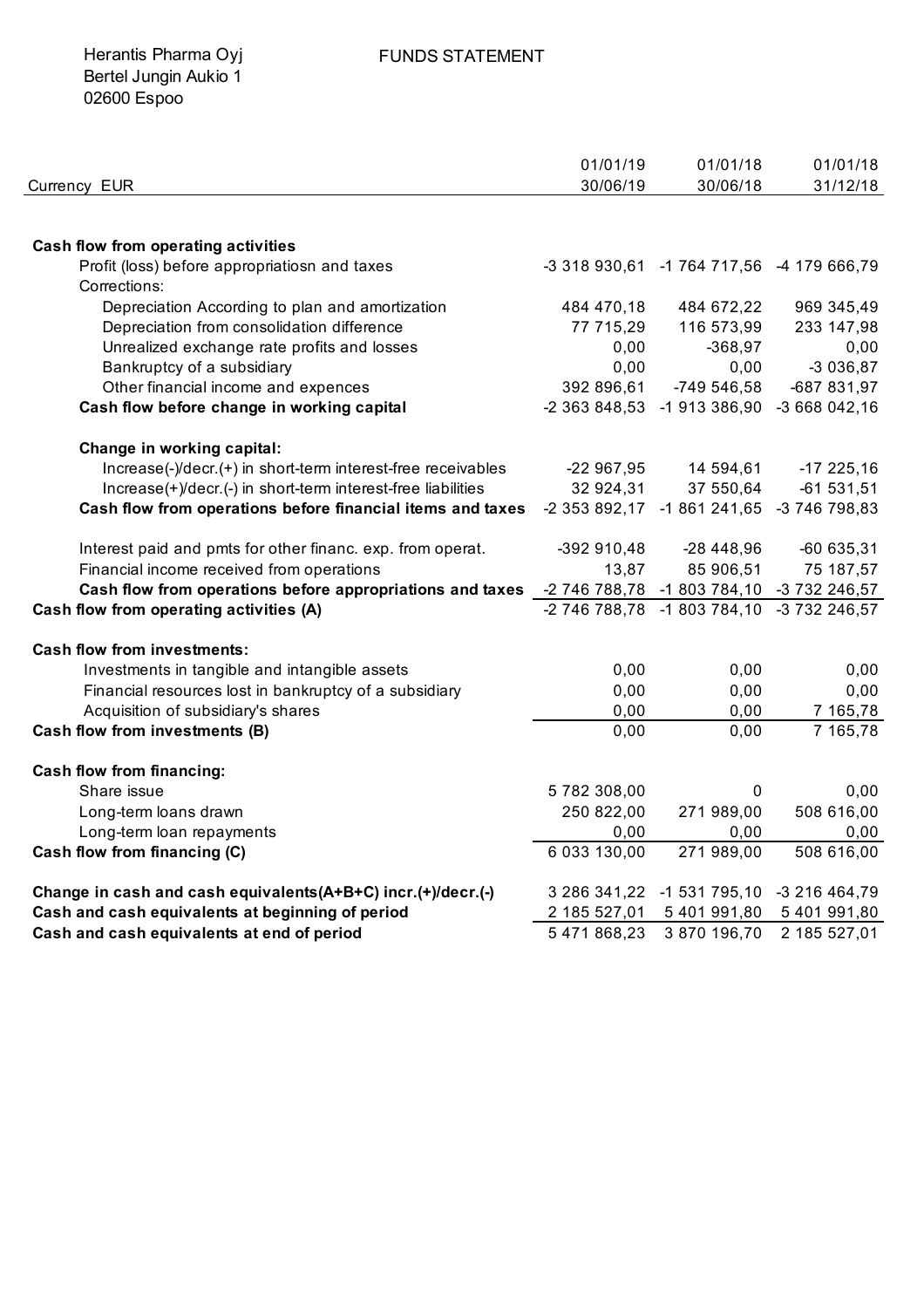Herantis Pharma Oyj
Bertel Jungin Aukio 1
02600 Espoo

# FUNDS STATEMENT

| Currency EUR | 01/01/19 30/06/19 | 01/01/18 30/06/18 | 01/01/18 31/12/18 |
|---|---|---|---|
| **Cash flow from operating activities** | | | |
| Profit (loss) before appropriatiosn and taxes | -3 318 930,61 | -1 764 717,56 | -4 179 666,79 |
| Corrections: | | | |
| Depreciation According to plan and amortization | 484 470,18 | 484 672,22 | 969 345,49 |
| Depreciation from consolidation difference | 77 715,29 | 116 573,99 | 233 147,98 |
| Unrealized exchange rate profits and losses | 0,00 | -368,97 | 0,00 |
| Bankruptcy of a subsidiary | 0,00 | 0,00 | -3 036,87 |
| Other financial income and expences | 392 896,61 | -749 546,58 | -687 831,97 |
| **Cash flow before change in working capital** | -2 363 848,53 | -1 913 386,90 | -3 668 042,16 |
| **Change in working capital:** | | | |
| Increase(-)/decr.(+) in short-term interest-free receivables | -22 967,95 | 14 594,61 | -17 225,16 |
| Increase(+)/decr.(-) in short-term interest-free liabilities | 32 924,31 | 37 550,64 | -61 531,51 |
| **Cash flow from operations before financial items and taxes** | -2 353 892,17 | -1 861 241,65 | -3 746 798,83 |
| Interest paid and pmts for other financ. exp. from operat. | -392 910,48 | -28 448,96 | -60 635,31 |
| Financial income received from operations | 13,87 | 85 906,51 | 75 187,57 |
| **Cash flow from operations before appropriations and taxes** | -2 746 788,78 | -1 803 784,10 | -3 732 246,57 |
| **Cash flow from operating activities (A)** | -2 746 788,78 | -1 803 784,10 | -3 732 246,57 |
| **Cash flow from investments:** | | | |
| Investments in tangible and intangible assets | 0,00 | 0,00 | 0,00 |
| Financial resources lost in bankruptcy of a subsidiary | 0,00 | 0,00 | 0,00 |
| Acquisition of subsidiary's shares | 0,00 | 0,00 | 7 165,78 |
| **Cash flow from investments (B)** | 0,00 | 0,00 | 7 165,78 |
| **Cash flow from financing:** | | | |
| Share issue | 5 782 308,00 | 0 | 0,00 |
| Long-term loans drawn | 250 822,00 | 271 989,00 | 508 616,00 |
| Long-term loan repayments | 0,00 | 0,00 | 0,00 |
| **Cash flow from financing (C)** | 6 033 130,00 | 271 989,00 | 508 616,00 |
| **Change in cash and cash equivalents(A+B+C) incr.(+)/decr.(-)** | 3 286 341,22 | -1 531 795,10 | -3 216 464,79 |
| **Cash and cash equivalents at beginning of period** | 2 185 527,01 | 5 401 991,80 | 5 401 991,80 |
| **Cash and cash equivalents at end of period** | 5 471 868,23 | 3 870 196,70 | 2 185 527,01 |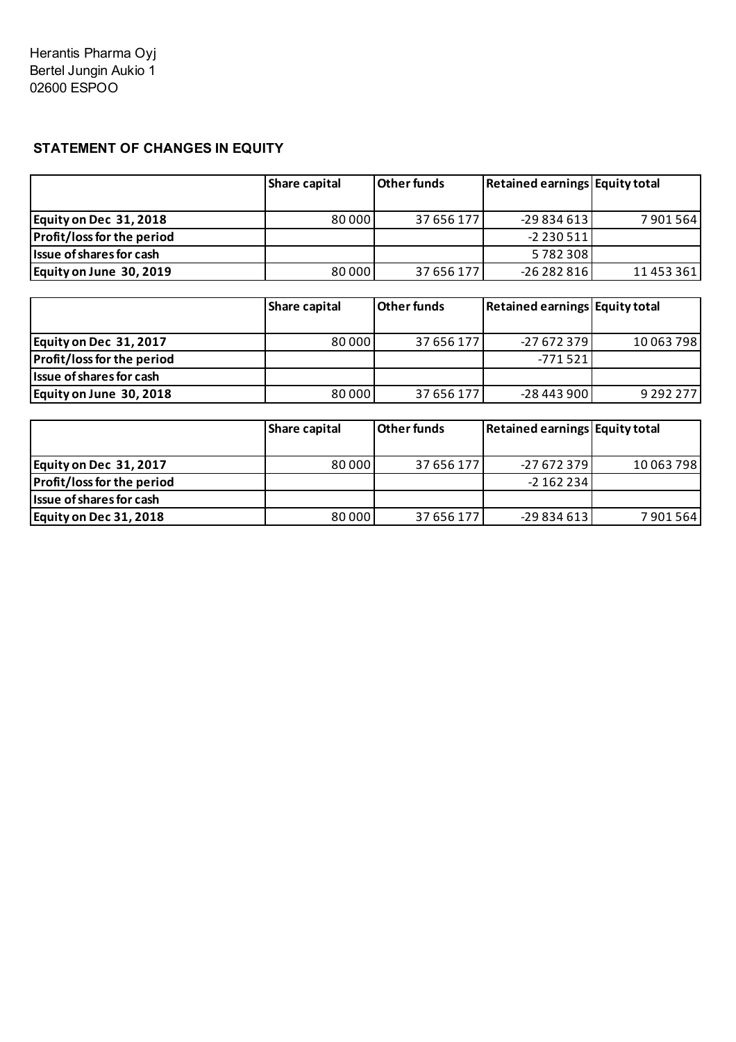Herantis Pharma Oyj
Bertel Jungin Aukio 1
02600 ESPOO

## STATEMENT OF CHANGES IN EQUITY

| | Share capital | Other funds | Retained earnings | Equity total |
|---|---|---|---|---|
| **Equity on Dec 31, 2018** | 80 000 | 37 656 177 | -29 834 613 | 7 901 564 |
| **Profit/loss for the period** | | | -2 230 511 | |
| **Issue of shares for cash** | | | 5 782 308 | |
| **Equity on June 30, 2019** | 80 000 | 37 656 177 | -26 282 816 | 11 453 361 |

| | Share capital | Other funds | Retained earnings | Equity total |
|---|---|---|---|---|
| **Equity on Dec 31, 2017** | 80 000 | 37 656 177 | -27 672 379 | 10 063 798 |
| **Profit/loss for the period** | | | -771 521 | |
| **Issue of shares for cash** | | | | |
| **Equity on June 30, 2018** | 80 000 | 37 656 177 | -28 443 900 | 9 292 277 |

| | Share capital | Other funds | Retained earnings | Equity total |
|---|---|---|---|---|
| **Equity on Dec 31, 2017** | 80 000 | 37 656 177 | -27 672 379 | 10 063 798 |
| **Profit/loss for the period** | | | -2 162 234 | |
| **Issue of shares for cash** | | | | |
| **Equity on Dec 31, 2018** | 80 000 | 37 656 177 | -29 834 613 | 7 901 564 |